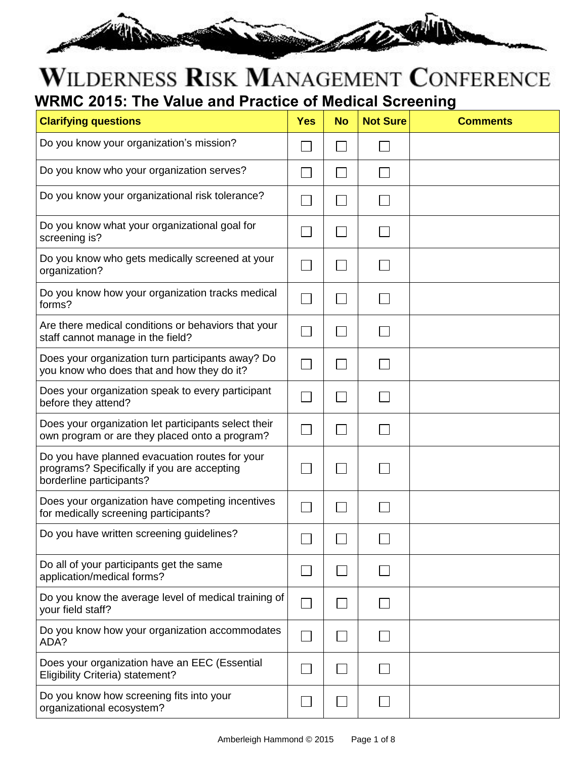# Wilderness Risk Management Conference

## WRMC 2015: The Value and Practice of Medical Screening

| Clarifying questions | Yes | No | Not Sure | Comments |
|---|---|---|---|---|
| Do you know your organization's mission? | ☐ | ☐ | ☐ | |
| Do you know who your organization serves? | ☐ | ☐ | ☐ | |
| Do you know your organizational risk tolerance? | ☐ | ☐ | ☐ | |
| Do you know what your organizational goal for screening is? | ☐ | ☐ | ☐ | |
| Do you know who gets medically screened at your organization? | ☐ | ☐ | ☐ | |
| Do you know how your organization tracks medical forms? | ☐ | ☐ | ☐ | |
| Are there medical conditions or behaviors that your staff cannot manage in the field? | ☐ | ☐ | ☐ | |
| Does your organization turn participants away? Do you know who does that and how they do it? | ☐ | ☐ | ☐ | |
| Does your organization speak to every participant before they attend? | ☐ | ☐ | ☐ | |
| Does your organization let participants select their own program or are they placed onto a program? | ☐ | ☐ | ☐ | |
| Do you have planned evacuation routes for your programs? Specifically if you are accepting borderline participants? | ☐ | ☐ | ☐ | |
| Does your organization have competing incentives for medically screening participants? | ☐ | ☐ | ☐ | |
| Do you have written screening guidelines? | ☐ | ☐ | ☐ | |
| Do all of your participants get the same application/medical forms? | ☐ | ☐ | ☐ | |
| Do you know the average level of medical training of your field staff? | ☐ | ☐ | ☐ | |
| Do you know how your organization accommodates ADA? | ☐ | ☐ | ☐ | |
| Does your organization have an EEC (Essential Eligibility Criteria) statement? | ☐ | ☐ | ☐ | |
| Do you know how screening fits into your organizational ecosystem? | ☐ | ☐ | ☐ | |

Amberleigh Hammond © 2015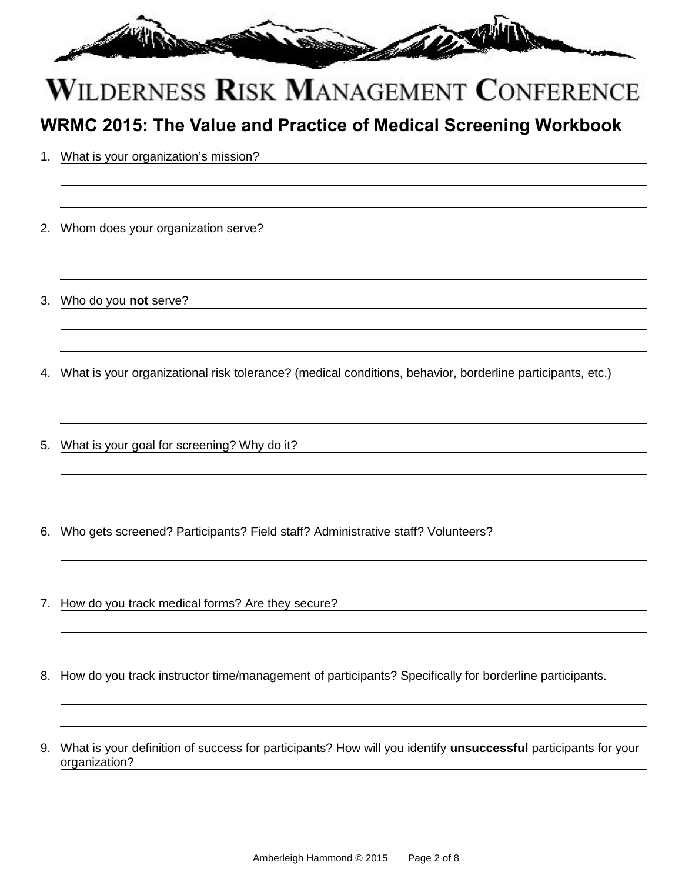# WILDERNESS RISK MANAGEMENT CONFERENCE

## WRMC 2015: The Value and Practice of Medical Screening Workbook

1. What is your organization's mission?

2. Whom does your organization serve?

3. Who do you **not** serve?

4. What is your organizational risk tolerance? (medical conditions, behavior, borderline participants, etc.)

5. What is your goal for screening? Why do it?

6. Who gets screened? Participants? Field staff? Administrative staff? Volunteers?

7. How do you track medical forms? Are they secure?

8. How do you track instructor time/management of participants? Specifically for borderline participants.

9. What is your definition of success for participants? How will you identify **unsuccessful** participants for your organization?

Amberleigh Hammond © 2015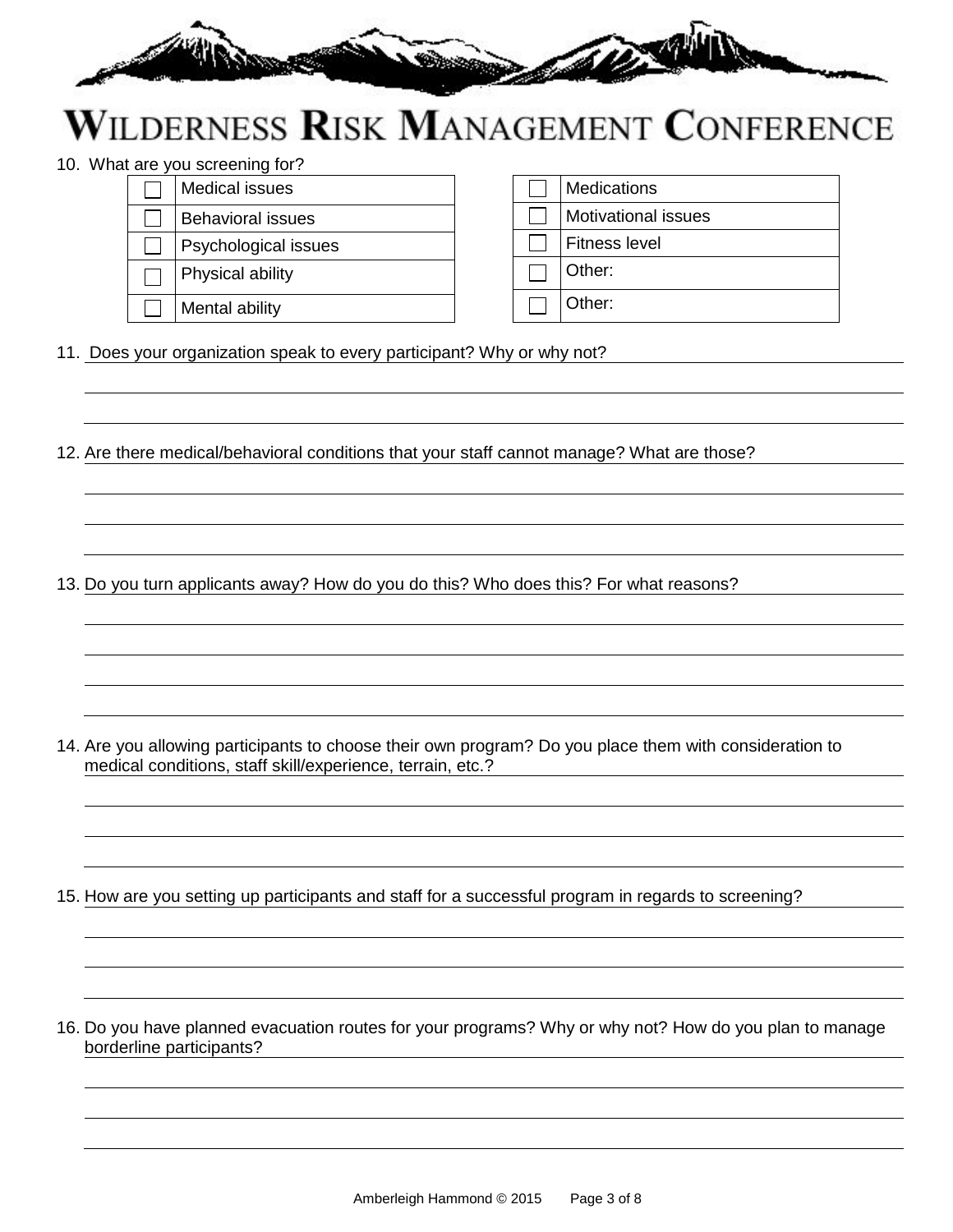10. What are you screening for?

| | | | | |
|---|---|---|---|---|
| ☐ | Medical issues | | ☐ | Medications |
| ☐ | Behavioral issues | | ☐ | Motivational issues |
| ☐ | Psychological issues | | ☐ | Fitness level |
| ☐ | Physical ability | | ☐ | Other: |
| ☐ | Mental ability | | ☐ | Other: |

11. Does your organization speak to every participant? Why or why not?

12. Are there medical/behavioral conditions that your staff cannot manage? What are those?

13. Do you turn applicants away? How do you do this? Who does this? For what reasons?

14. Are you allowing participants to choose their own program? Do you place them with consideration to medical conditions, staff skill/experience, terrain, etc.?

15. How are you setting up participants and staff for a successful program in regards to screening?

16. Do you have planned evacuation routes for your programs? Why or why not? How do you plan to manage borderline participants?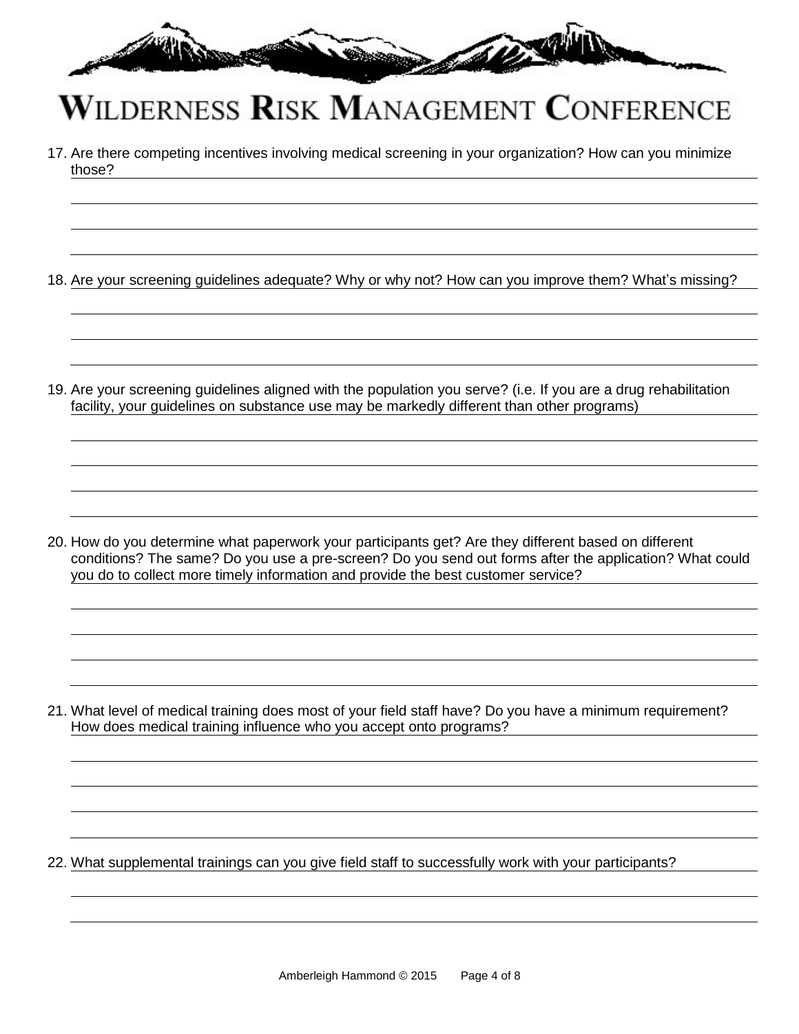17. Are there competing incentives involving medical screening in your organization? How can you minimize those?

18. Are your screening guidelines adequate? Why or why not? How can you improve them? What's missing?

19. Are your screening guidelines aligned with the population you serve? (i.e. If you are a drug rehabilitation facility, your guidelines on substance use may be markedly different than other programs)

20. How do you determine what paperwork your participants get? Are they different based on different conditions? The same? Do you use a pre-screen? Do you send out forms after the application? What could you do to collect more timely information and provide the best customer service?

21. What level of medical training does most of your field staff have? Do you have a minimum requirement? How does medical training influence who you accept onto programs?

22. What supplemental trainings can you give field staff to successfully work with your participants?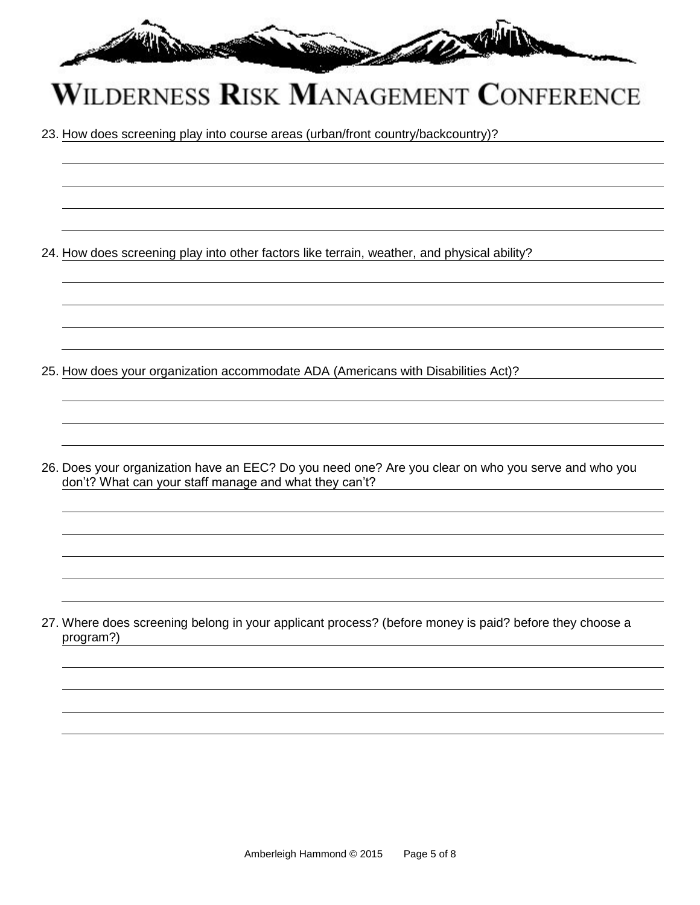23. How does screening play into course areas (urban/front country/backcountry)?

24. How does screening play into other factors like terrain, weather, and physical ability?

25. How does your organization accommodate ADA (Americans with Disabilities Act)?

26. Does your organization have an EEC? Do you need one? Are you clear on who you serve and who you don't? What can your staff manage and what they can't?

27. Where does screening belong in your applicant process? (before money is paid? before they choose a program?)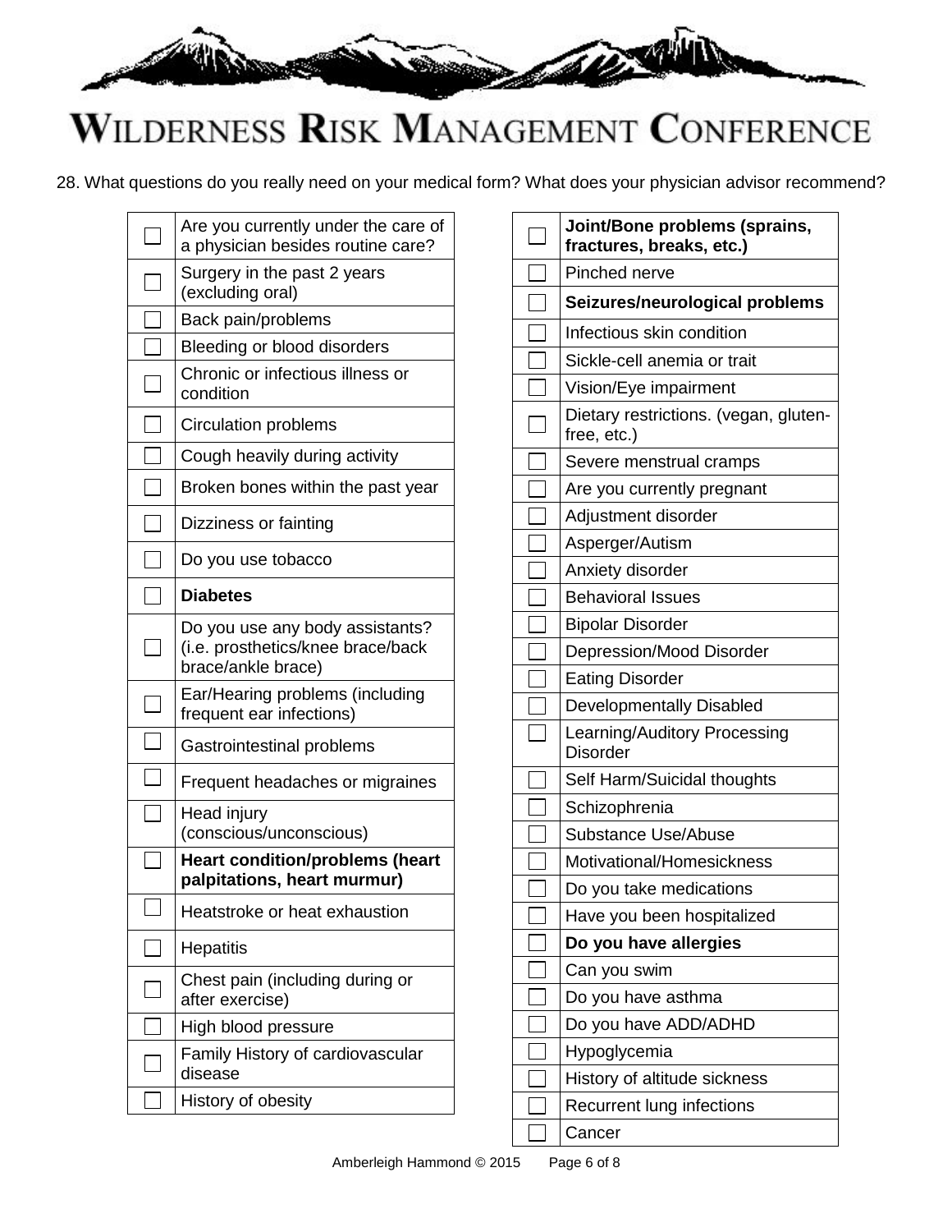# WILDERNESS RISK MANAGEMENT CONFERENCE

28. What questions do you really need on your medical form? What does your physician advisor recommend?

| ☐ | Item |
|---|---|
| ☐ | Are you currently under the care of a physician besides routine care? |
| ☐ | Surgery in the past 2 years (excluding oral) |
| ☐ | Back pain/problems |
| ☐ | Bleeding or blood disorders |
| ☐ | Chronic or infectious illness or condition |
| ☐ | Circulation problems |
| ☐ | Cough heavily during activity |
| ☐ | Broken bones within the past year |
| ☐ | Dizziness or fainting |
| ☐ | Do you use tobacco |
| ☐ | **Diabetes** |
| ☐ | Do you use any body assistants? (i.e. prosthetics/knee brace/back brace/ankle brace) |
| ☐ | Ear/Hearing problems (including frequent ear infections) |
| ☐ | Gastrointestinal problems |
| ☐ | Frequent headaches or migraines |
| ☐ | Head injury (conscious/unconscious) |
| ☐ | **Heart condition/problems (heart palpitations, heart murmur)** |
| ☐ | Heatstroke or heat exhaustion |
| ☐ | Hepatitis |
| ☐ | Chest pain (including during or after exercise) |
| ☐ | High blood pressure |
| ☐ | Family History of cardiovascular disease |
| ☐ | History of obesity |

| ☐ | Item |
|---|---|
| ☐ | **Joint/Bone problems (sprains, fractures, breaks, etc.)** |
| ☐ | Pinched nerve |
| ☐ | **Seizures/neurological problems** |
| ☐ | Infectious skin condition |
| ☐ | Sickle-cell anemia or trait |
| ☐ | Vision/Eye impairment |
| ☐ | Dietary restrictions. (vegan, gluten-free, etc.) |
| ☐ | Severe menstrual cramps |
| ☐ | Are you currently pregnant |
| ☐ | Adjustment disorder |
| ☐ | Asperger/Autism |
| ☐ | Anxiety disorder |
| ☐ | Behavioral Issues |
| ☐ | Bipolar Disorder |
| ☐ | Depression/Mood Disorder |
| ☐ | Eating Disorder |
| ☐ | Developmentally Disabled |
| ☐ | Learning/Auditory Processing Disorder |
| ☐ | Self Harm/Suicidal thoughts |
| ☐ | Schizophrenia |
| ☐ | Substance Use/Abuse |
| ☐ | Motivational/Homesickness |
| ☐ | Do you take medications |
| ☐ | Have you been hospitalized |
| ☐ | **Do you have allergies** |
| ☐ | Can you swim |
| ☐ | Do you have asthma |
| ☐ | Do you have ADD/ADHD |
| ☐ | Hypoglycemia |
| ☐ | History of altitude sickness |
| ☐ | Recurrent lung infections |
| ☐ | Cancer |

Amberleigh Hammond © 2015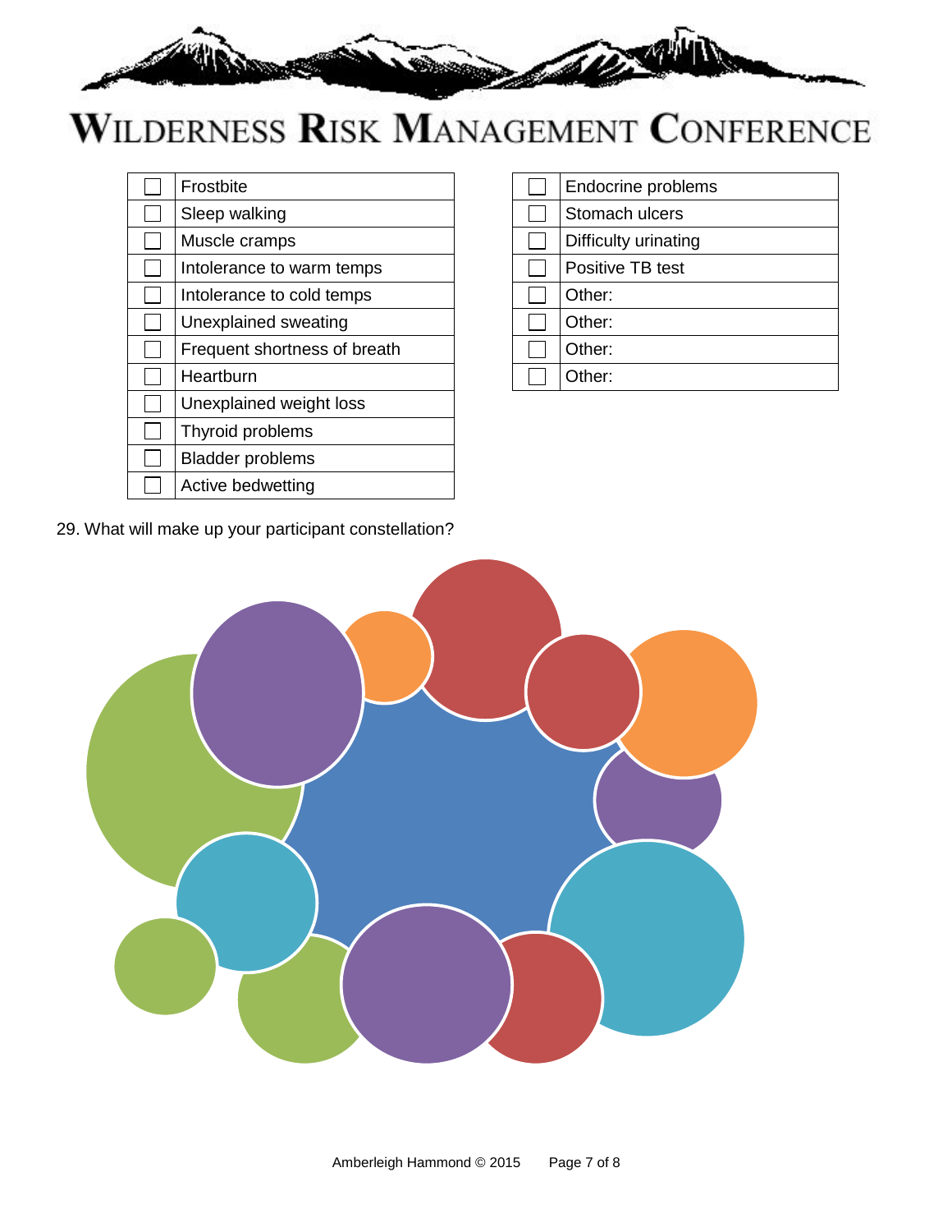| | |
|---|---|
| ☐ | Frostbite |
| ☐ | Sleep walking |
| ☐ | Muscle cramps |
| ☐ | Intolerance to warm temps |
| ☐ | Intolerance to cold temps |
| ☐ | Unexplained sweating |
| ☐ | Frequent shortness of breath |
| ☐ | Heartburn |
| ☐ | Unexplained weight loss |
| ☐ | Thyroid problems |
| ☐ | Bladder problems |
| ☐ | Active bedwetting |

| | |
|---|---|
| ☐ | Endocrine problems |
| ☐ | Stomach ulcers |
| ☐ | Difficulty urinating |
| ☐ | Positive TB test |
| ☐ | Other: |
| ☐ | Other: |
| ☐ | Other: |
| ☐ | Other: |

29. What will make up your participant constellation?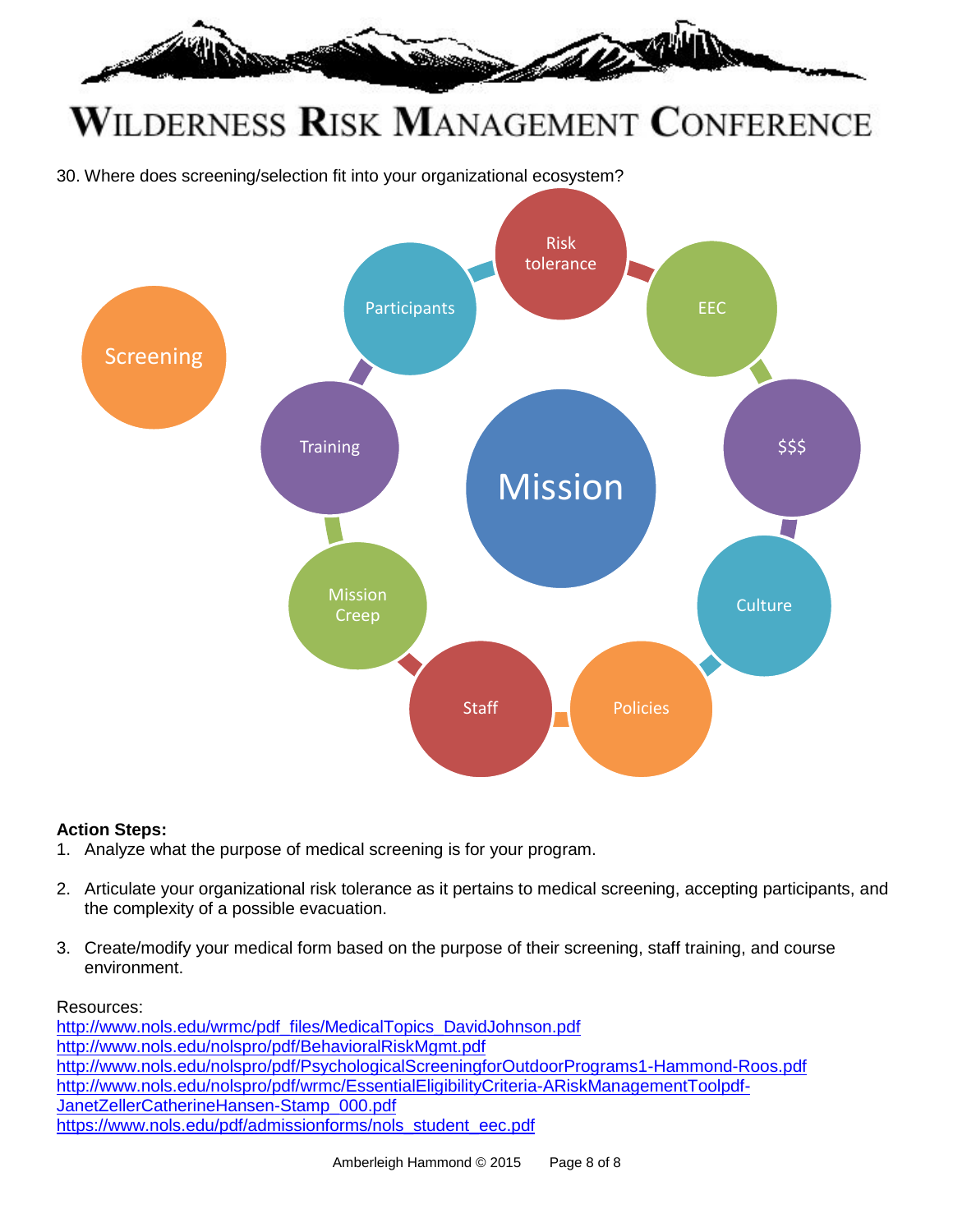30. Where does screening/selection fit into your organizational ecosystem?

Screening

Risk tolerance

EEC

$$$

Culture

Policies

Staff

Mission Creep

Training

Participants

Mission

**Action Steps:**

1. Analyze what the purpose of medical screening is for your program.
2. Articulate your organizational risk tolerance as it pertains to medical screening, accepting participants, and the complexity of a possible evacuation.
3. Create/modify your medical form based on the purpose of their screening, staff training, and course environment.

Resources:

http://www.nols.edu/wrmc/pdf_files/MedicalTopics_DavidJohnson.pdf
http://www.nols.edu/nolspro/pdf/BehavioralRiskMgmt.pdf
http://www.nols.edu/nolspro/pdf/PsychologicalScreeningforOutdoorPrograms1-Hammond-Roos.pdf
http://www.nols.edu/nolspro/pdf/wrmc/EssentialEligibilityCriteria-ARiskManagementToolpdf-JanetZellerCatherineHansen-Stamp_000.pdf
https://www.nols.edu/pdf/admissionforms/nols_student_eec.pdf